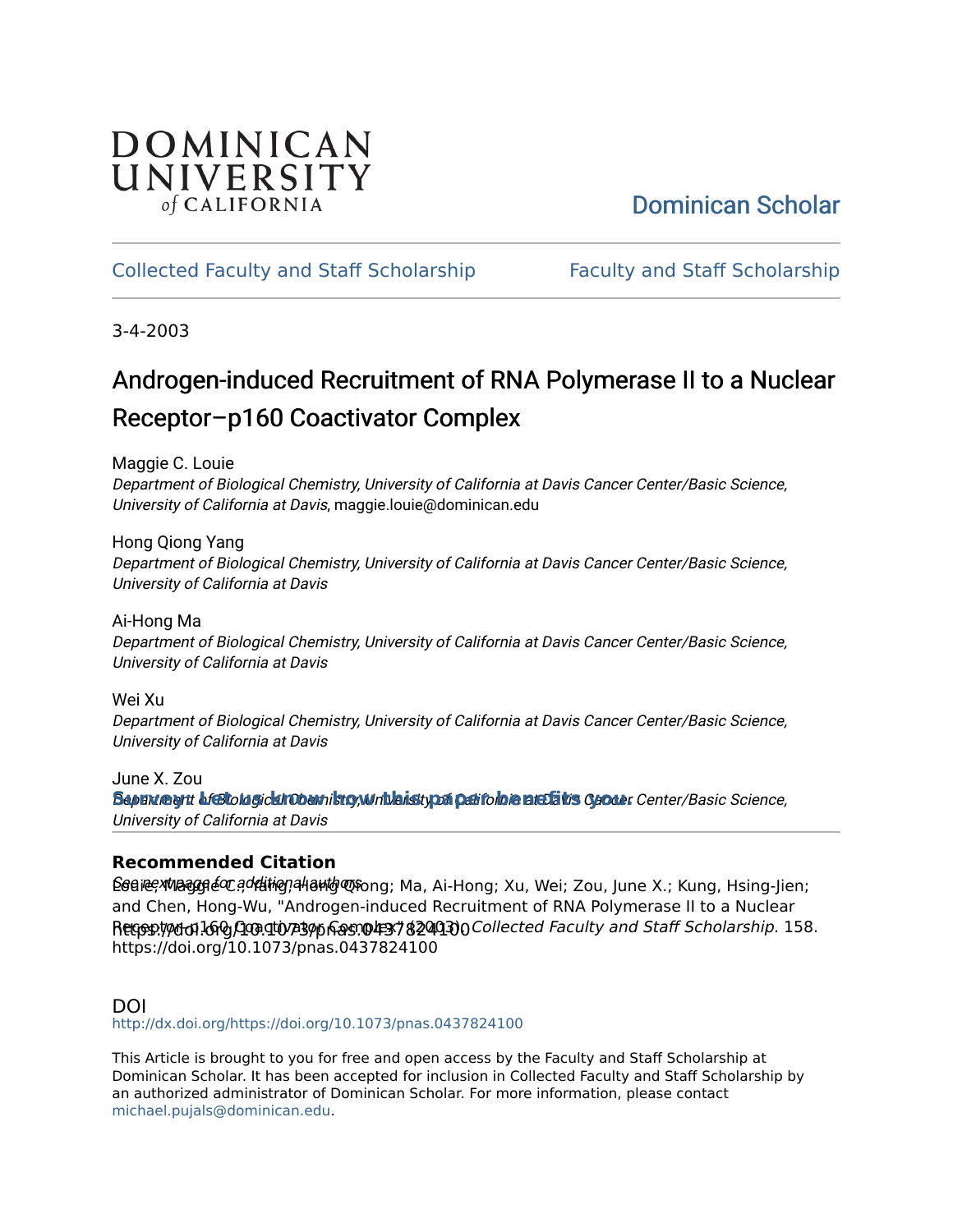DOMINICAN UNIVERSITY of CALIFORNIA

Dominican Scholar

Collected Faculty and Staff Scholarship | Faculty and Staff Scholarship

3-4-2003

# Androgen-induced Recruitment of RNA Polymerase II to a Nuclear Receptor–p160 Coactivator Complex

Maggie C. Louie
*Department of Biological Chemistry, University of California at Davis Cancer Center/Basic Science, University of California at Davis*, maggie.louie@dominican.edu

Hong Qiong Yang
*Department of Biological Chemistry, University of California at Davis Cancer Center/Basic Science, University of California at Davis*

Ai-Hong Ma
*Department of Biological Chemistry, University of California at Davis Cancer Center/Basic Science, University of California at Davis*

Wei Xu
*Department of Biological Chemistry, University of California at Davis Cancer Center/Basic Science, University of California at Davis*

June X. Zou
*Department of Biological Chemistry, University of California at Davis Cancer Center/Basic Science, University of California at Davis*

See next page for additional authors

**Survey: Let us know how this paper benefits you.**

## Recommended Citation

Louie, Maggie C.; Yang, Hong Qiong; Ma, Ai-Hong; Xu, Wei; Zou, June X.; Kung, Hsing-Jien; and Chen, Hong-Wu, "Androgen-induced Recruitment of RNA Polymerase II to a Nuclear Receptor–p160 Coactivator Complex" (2003). *Collected Faculty and Staff Scholarship*. 158. https://doi.org/10.1073/pnas.0437824100

## DOI

http://dx.doi.org/https://doi.org/10.1073/pnas.0437824100

This Article is brought to you for free and open access by the Faculty and Staff Scholarship at Dominican Scholar. It has been accepted for inclusion in Collected Faculty and Staff Scholarship by an authorized administrator of Dominican Scholar. For more information, please contact michael.pujals@dominican.edu.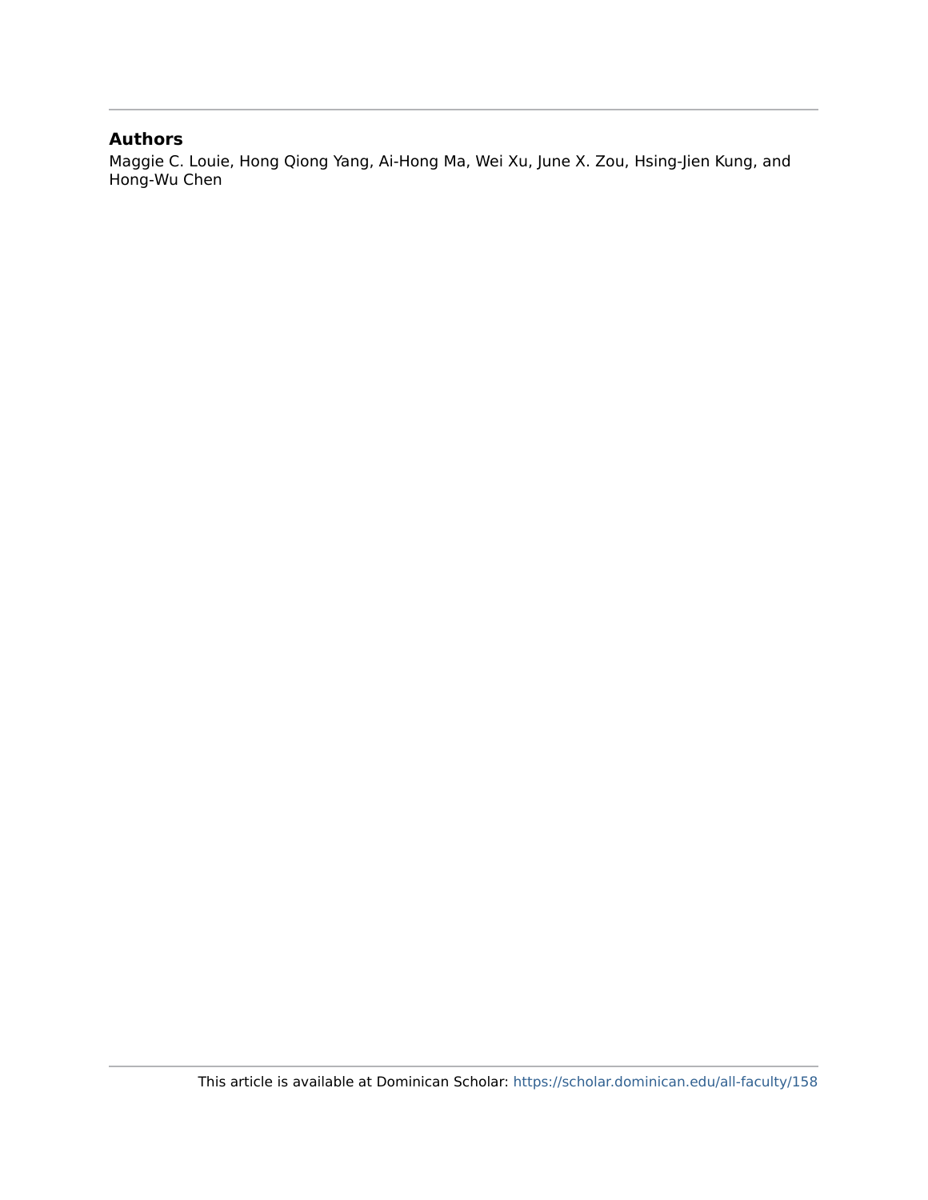## Authors

Maggie C. Louie, Hong Qiong Yang, Ai-Hong Ma, Wei Xu, June X. Zou, Hsing-Jien Kung, and Hong-Wu Chen

This article is available at Dominican Scholar: https://scholar.dominican.edu/all-faculty/158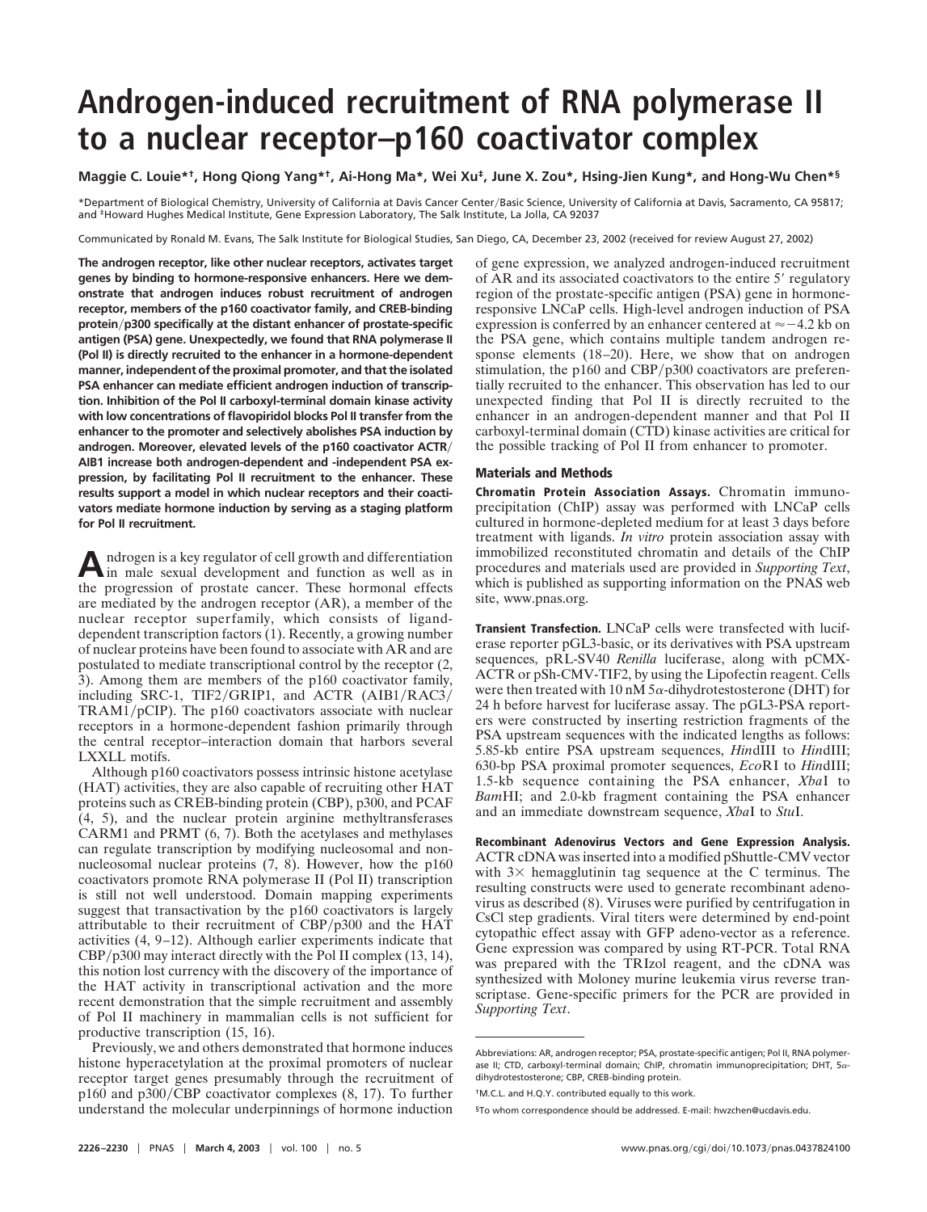# Androgen-induced recruitment of RNA polymerase II to a nuclear receptor–p160 coactivator complex

**Maggie C. Louie*†, Hong Qiong Yang*†, Ai-Hong Ma*, Wei Xu‡, June X. Zou*, Hsing-Jien Kung*, and Hong-Wu Chen*§**

*Department of Biological Chemistry, University of California at Davis Cancer Center/Basic Science, University of California at Davis, Sacramento, CA 95817; and ‡Howard Hughes Medical Institute, Gene Expression Laboratory, The Salk Institute, La Jolla, CA 92037

Communicated by Ronald M. Evans, The Salk Institute for Biological Studies, San Diego, CA, December 23, 2002 (received for review August 27, 2002)

**The androgen receptor, like other nuclear receptors, activates target genes by binding to hormone-responsive enhancers. Here we demonstrate that androgen induces robust recruitment of androgen receptor, members of the p160 coactivator family, and CREB-binding protein/p300 specifically at the distant enhancer of prostate-specific antigen (PSA) gene. Unexpectedly, we found that RNA polymerase II (Pol II) is directly recruited to the enhancer in a hormone-dependent manner, independent of the proximal promoter, and that the isolated PSA enhancer can mediate efficient androgen induction of transcription. Inhibition of the Pol II carboxyl-terminal domain kinase activity with low concentrations of flavopiridol blocks Pol II transfer from the enhancer to the promoter and selectively abolishes PSA induction by androgen. Moreover, elevated levels of the p160 coactivator ACTR/AIB1 increase both androgen-dependent and -independent PSA expression, by facilitating Pol II recruitment to the enhancer. These results support a model in which nuclear receptors and their coactivators mediate hormone induction by serving as a staging platform for Pol II recruitment.**

Androgen is a key regulator of cell growth and differentiation in male sexual development and function as well as in the progression of prostate cancer. These hormonal effects are mediated by the androgen receptor (AR), a member of the nuclear receptor superfamily, which consists of ligand-dependent transcription factors (1). Recently, a growing number of nuclear proteins have been found to associate with AR and are postulated to mediate transcriptional control by the receptor (2, 3). Among them are members of the p160 coactivator family, including SRC-1, TIF2/GRIP1, and ACTR (AIB1/RAC3/TRAM1/pCIP). The p160 coactivators associate with nuclear receptors in a hormone-dependent fashion primarily through the central receptor–interaction domain that harbors several LXXLL motifs.

Although p160 coactivators possess intrinsic histone acetylase (HAT) activities, they are also capable of recruiting other HAT proteins such as CREB-binding protein (CBP), p300, and PCAF (4, 5), and the nuclear protein arginine methyltransferases CARM1 and PRMT (6, 7). Both the acetylases and methylases can regulate transcription by modifying nucleosomal and non-nucleosomal nuclear proteins (7, 8). However, how the p160 coactivators promote RNA polymerase II (Pol II) transcription is still not well understood. Domain mapping experiments suggest that transactivation by the p160 coactivators is largely attributable to their recruitment of CBP/p300 and the HAT activities (4, 9–12). Although earlier experiments indicate that CBP/p300 may interact directly with the Pol II complex (13, 14), this notion lost currency with the discovery of the importance of the HAT activity in transcriptional activation and the more recent demonstration that the simple recruitment and assembly of Pol II machinery in mammalian cells is not sufficient for productive transcription (15, 16).

Previously, we and others demonstrated that hormone induces histone hyperacetylation at the proximal promoters of nuclear receptor target genes presumably through the recruitment of p160 and p300/CBP coactivator complexes (8, 17). To further understand the molecular underpinnings of hormone induction of gene expression, we analyzed androgen-induced recruitment of AR and its associated coactivators to the entire 5′ regulatory region of the prostate-specific antigen (PSA) gene in hormone-responsive LNCaP cells. High-level androgen induction of PSA expression is conferred by an enhancer centered at ≈−4.2 kb on the PSA gene, which contains multiple tandem androgen response elements (18–20). Here, we show that on androgen stimulation, the p160 and CBP/p300 coactivators are preferentially recruited to the enhancer. This observation has led to our unexpected finding that Pol II is directly recruited to the enhancer in an androgen-dependent manner and that Pol II carboxyl-terminal domain (CTD) kinase activities are critical for the possible tracking of Pol II from enhancer to promoter.

## Materials and Methods

**Chromatin Protein Association Assays.** Chromatin immunoprecipitation (ChIP) assay was performed with LNCaP cells cultured in hormone-depleted medium for at least 3 days before treatment with ligands. *In vitro* protein association assay with immobilized reconstituted chromatin and details of the ChIP procedures and materials used are provided in *Supporting Text*, which is published as supporting information on the PNAS web site, www.pnas.org.

**Transient Transfection.** LNCaP cells were transfected with luciferase reporter pGL3-basic, or its derivatives with PSA upstream sequences, pRL-SV40 *Renilla* luciferase, along with pCMX-ACTR or pSh-CMV-TIF2, by using the Lipofectin reagent. Cells were then treated with 10 nM 5α-dihydrodestosterone (DHT) for 24 h before harvest for luciferase assay. The pGL3-PSA reporters were constructed by inserting restriction fragments of the PSA upstream sequences with the indicated lengths as follows: 5.85-kb entire PSA upstream sequences, *Hin*dIII to *Hin*dIII; 630-bp PSA proximal promoter sequences, *Eco*RI to *Hin*dIII; 1.5-kb sequence containing the PSA enhancer, *Xba*I to *Bam*HI; and 2.0-kb fragment containing the PSA enhancer and an immediate downstream sequence, *Xba*I to *Stu*I.

**Recombinant Adenovirus Vectors and Gene Expression Analysis.** ACTR cDNA was inserted into a modified pShuttle-CMV vector with 3× hemagglutinin tag sequence at the C terminus. The resulting constructs were used to generate recombinant adenovirus as described (8). Viruses were purified by centrifugation in CsCl step gradients. Viral titers were determined by end-point cytopathic effect assay with GFP adeno-vector as a reference. Gene expression was compared by using RT-PCR. Total RNA was prepared with the TRIzol reagent, and the cDNA was synthesized with Moloney murine leukemia virus reverse transcriptase. Gene-specific primers for the PCR are provided in *Supporting Text*.

Abbreviations: AR, androgen receptor; PSA, prostate-specific antigen; Pol II, RNA polymerase II; CTD, carboxyl-terminal domain; ChIP, chromatin immunoprecipitation; DHT, 5α-dihydrodestosterone; CBP, CREB-binding protein.

†M.C.L. and H.Q.Y. contributed equally to this work.

§To whom correspondence should be addressed. E-mail: hwzchen@ucdavis.edu.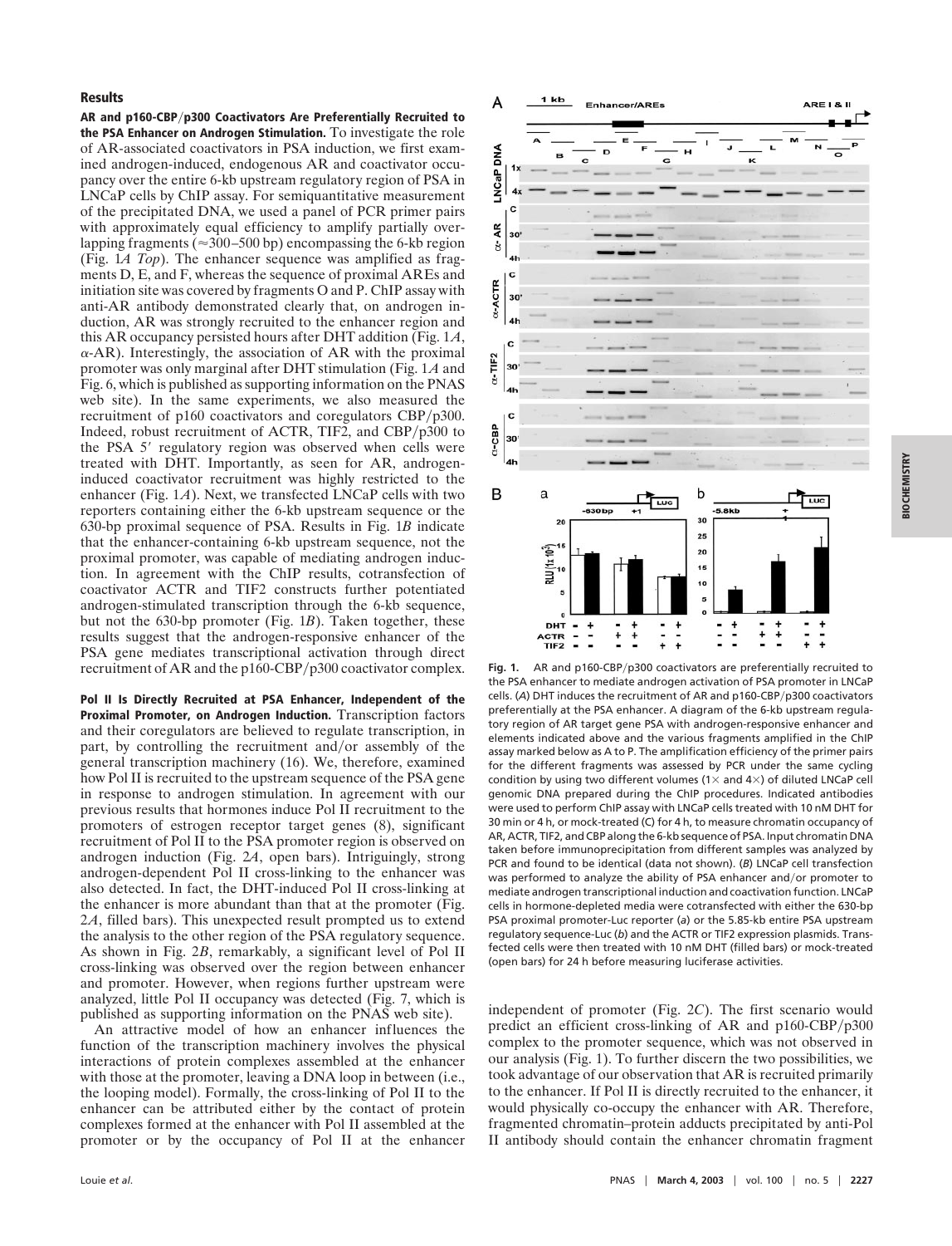## Results

**AR and p160-CBP/p300 Coactivators Are Preferentially Recruited to the PSA Enhancer on Androgen Stimulation.** To investigate the role of AR-associated coactivators in PSA induction, we first examined androgen-induced, endogenous AR and coactivator occupancy over the entire 6-kb upstream regulatory region of PSA in LNCaP cells by ChIP assay. For semiquantitative measurement of the precipitated DNA, we used a panel of PCR primer pairs with approximately equal efficiency to amplify partially overlapping fragments (≈300–500 bp) encompassing the 6-kb region (Fig. 1*A Top*). The enhancer sequence was amplified as fragments D, E, and F, whereas the sequence of proximal AREs and initiation site was covered by fragments O and P. ChIP assay with anti-AR antibody demonstrated clearly that, on androgen induction, AR was strongly recruited to the enhancer region and this AR occupancy persisted hours after DHT addition (Fig. 1*A*, α-AR). Interestingly, the association of AR with the proximal promoter was only marginal after DHT stimulation (Fig. 1*A* and Fig. 6, which is published as supporting information on the PNAS web site). In the same experiments, we also measured the recruitment of p160 coactivators and coregulators CBP/p300. Indeed, robust recruitment of ACTR, TIF2, and CBP/p300 to the PSA 5′ regulatory region was observed when cells were treated with DHT. Importantly, as seen for AR, androgen-induced coactivator recruitment was highly restricted to the enhancer (Fig. 1*A*). Next, we transfected LNCaP cells with two reporters containing either the 6-kb upstream sequence or the 630-bp proximal sequence of PSA. Results in Fig. 1*B* indicate that the enhancer-containing 6-kb upstream sequence, not the proximal promoter, was capable of mediating androgen induction. In agreement with the ChIP results, cotransfection of coactivator ACTR and TIF2 constructs further potentiated androgen-stimulated transcription through the 6-kb sequence, but not the 630-bp promoter (Fig. 1*B*). Taken together, these results suggest that the androgen-responsive enhancer of the PSA gene mediates transcriptional activation through direct recruitment of AR and the p160-CBP/p300 coactivator complex.

**Pol II Is Directly Recruited at PSA Enhancer, Independent of the Proximal Promoter, on Androgen Induction.** Transcription factors and their coregulators are believed to regulate transcription, in part, by controlling the recruitment and/or assembly of the general transcription machinery (16). We, therefore, examined how Pol II is recruited to the upstream sequence of the PSA gene in response to androgen stimulation. In agreement with our previous results that hormones induce Pol II recruitment to the promoters of estrogen receptor target genes (8), significant recruitment of Pol II to the PSA promoter region is observed on androgen induction (Fig. 2*A*, open bars). Intriguingly, strong androgen-dependent Pol II cross-linking to the enhancer was also detected. In fact, the DHT-induced Pol II cross-linking at the enhancer is more abundant than that at the promoter (Fig. 2*A*, filled bars). This unexpected result prompted us to extend the analysis to the other region of the PSA regulatory sequence. As shown in Fig. 2*B*, remarkably, a significant level of Pol II cross-linking was observed over the region between enhancer and promoter. However, when regions further upstream were analyzed, little Pol II occupancy was detected (Fig. 7, which is published as supporting information on the PNAS web site).

An attractive model of how an enhancer influences the function of the transcription machinery involves the physical interactions of protein complexes assembled at the enhancer with those at the promoter, leaving a DNA loop in between (i.e., the looping model). Formally, the cross-linking of Pol II to the enhancer can be attributed either by the contact of protein complexes formed at the enhancer with Pol II assembled at the promoter or by the occupancy of Pol II at the enhancer independent of promoter (Fig. 2*C*). The first scenario would predict an efficient cross-linking of AR and p160-CBP/p300 complex to the promoter sequence, which was not observed in our analysis (Fig. 1). To further discern the two possibilities, we took advantage of our observation that AR is recruited primarily to the enhancer. If Pol II is directly recruited to the enhancer, it would physically co-occupy the enhancer with AR. Therefore, fragmented chromatin–protein adducts precipitated by anti-Pol II antibody should contain the enhancer chromatin fragment

**Fig. 1.** AR and p160-CBP/p300 coactivators are preferentially recruited to the PSA enhancer to mediate androgen activation of PSA promoter in LNCaP cells. (*A*) DHT induces the recruitment of AR and p160-CBP/p300 coactivators preferentially at the PSA enhancer. A diagram of the 6-kb upstream regulatory region of AR target gene PSA with androgen-responsive enhancer and elements indicated above and the various fragments amplified in the ChIP assay marked below as A to P. The amplification efficiency of the primer pairs for the different fragments was assessed by PCR under the same cycling condition by using two different volumes (1× and 4×) of diluted LNCaP cell genomic DNA prepared during the ChIP procedures. Indicated antibodies were used to perform ChIP assay with LNCaP cells treated with 10 nM DHT for 30 min or 4 h, or mock-treated (C) for 4 h, to measure chromatin occupancy of AR, ACTR, TIF2, and CBP along the 6-kb sequence of PSA. Input chromatin DNA taken before immunoprecipitation from different samples was analyzed by PCR and found to be identical (data not shown). (*B*) LNCaP cell transfection was performed to analyze the ability of PSA enhancer and/or promoter to mediate androgen transcriptional induction and coactivation function. LNCaP cells in hormone-depleted media were cotransfected with either the 630-bp PSA proximal promoter-Luc reporter (a) or the 5.85-kb entire PSA upstream regulatory sequence-Luc (*b*) and the ACTR or TIF2 expression plasmids. Transfected cells were then treated with 10 nM DHT (filled bars) or mock-treated (open bars) for 24 h before measuring luciferase activities.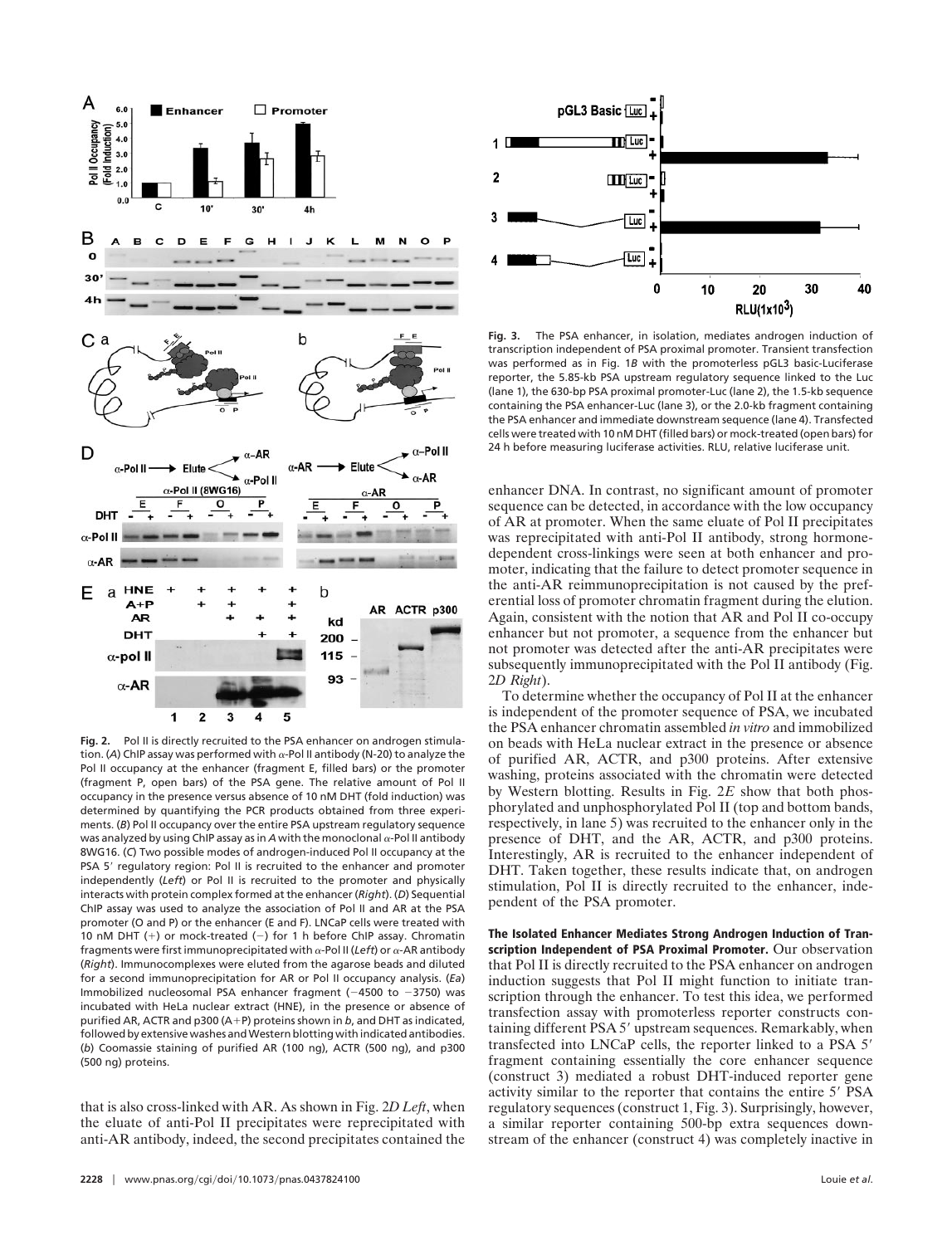**Fig. 2.** Pol II is directly recruited to the PSA enhancer on androgen stimulation. (*A*) ChIP assay was performed with α-Pol II antibody (N-20) to analyze the Pol II occupancy at the enhancer (fragment E, filled bars) or the promoter (fragment P, open bars) of the PSA gene. The relative amount of Pol II occupancy in the presence versus absence of 10 nM DHT (fold induction) was determined by quantifying the PCR products obtained from three experiments. (*B*) Pol II occupancy over the entire PSA upstream regulatory sequence was analyzed by using ChIP assay as in *A* with the monoclonal α-Pol II antibody 8WG16. (*C*) Two possible modes of androgen-induced Pol II occupancy at the PSA 5′ regulatory region: Pol II is recruited to the enhancer and promoter independently (*Left*) or Pol II is recruited to the promoter and physically interacts with protein complex formed at the enhancer (*Right*). (*D*) Sequential ChIP assay was used to analyze the association of Pol II and AR at the PSA promoter (O and P) or the enhancer (E and F). LNCaP cells were treated with 10 nM DHT (+) or mock-treated (−) for 1 h before ChIP assay. Chromatin fragments were first immunoprecipitated with α-Pol II (*Left*) or α-AR antibody (*Right*). Immunocomplexes were eluted from the agarose beads and diluted for a second immunoprecipitation for AR or Pol II occupancy analysis. (*Ea*) Immobilized nucleosomal PSA enhancer fragment (−4500 to −3750) was incubated with HeLa nuclear extract (HNE), in the presence or absence of purified AR, ACTR and p300 (A+P) proteins shown in *b*, and DHT as indicated, followed by extensive washes and Western blotting with indicated antibodies. (*b*) Coomassie staining of purified AR (100 ng), ACTR (500 ng), and p300 (500 ng) proteins.

**Fig. 3.** The PSA enhancer, in isolation, mediates androgen induction of transcription independent of PSA proximal promoter. Transient transfection was performed as in Fig. 1*B* with the promoterless pGL3 basic-Luciferase reporter, the 5.85-kb PSA upstream regulatory sequence linked to the Luc (lane 1), the 630-bp PSA proximal promoter-Luc (lane 2), the 1.5-kb sequence containing the PSA enhancer-Luc (lane 3), or the 2.0-kb fragment containing the PSA enhancer and immediate downstream sequence (lane 4). Transfected cells were treated with 10 nM DHT (filled bars) or mock-treated (open bars) for 24 h before measuring luciferase activities. RLU, relative luciferase unit.

that is also cross-linked with AR. As shown in Fig. 2*D Left*, when the eluate of anti-Pol II precipitates were reprecipitated with anti-AR antibody, indeed, the second precipitates contained the enhancer DNA. In contrast, no significant amount of promoter sequence can be detected, in accordance with the low occupancy of AR at promoter. When the same eluate of Pol II precipitates was reprecipitated with anti-Pol II antibody, strong hormone-dependent cross-linkings were seen at both enhancer and promoter, indicating that the failure to detect promoter sequence in the anti-AR reimmunoprecipitation is not caused by the preferential loss of promoter chromatin fragment during the elution. Again, consistent with the notion that AR and Pol II co-occupy enhancer but not promoter, a sequence from the enhancer but not promoter was detected after the anti-AR precipitates were subsequently immunoprecipitated with the Pol II antibody (Fig. 2*D Right*).

To determine whether the occupancy of Pol II at the enhancer is independent of the promoter sequence of PSA, we incubated the PSA enhancer chromatin assembled *in vitro* and immobilized on beads with HeLa nuclear extract in the presence or absence of purified AR, ACTR, and p300 proteins. After extensive washing, proteins associated with the chromatin were detected by Western blotting. Results in Fig. 2*E* show that both phosphorylated and unphosphorylated Pol II (top and bottom bands, respectively, in lane 5) was recruited to the enhancer only in the presence of DHT, and the AR, ACTR, and p300 proteins. Interestingly, AR is recruited to the enhancer independent of DHT. Taken together, these results indicate that, on androgen stimulation, Pol II is directly recruited to the enhancer, independent of the PSA promoter.

**The Isolated Enhancer Mediates Strong Androgen Induction of Transcription Independent of PSA Proximal Promoter.** Our observation that Pol II is directly recruited to the PSA enhancer on androgen induction suggests that Pol II might function to initiate transcription through the enhancer. To test this idea, we performed transfection assay with promoterless reporter constructs containing different PSA 5′ upstream sequences. Remarkably, when transfected into LNCaP cells, the reporter linked to a PSA 5′ fragment containing essentially the core enhancer sequence (construct 3) mediated a robust DHT-induced reporter gene activity similar to the reporter that contains the entire 5′ PSA regulatory sequences (construct 1, Fig. 3). Surprisingly, however, a similar reporter containing 500-bp extra sequences downstream of the enhancer (construct 4) was completely inactive in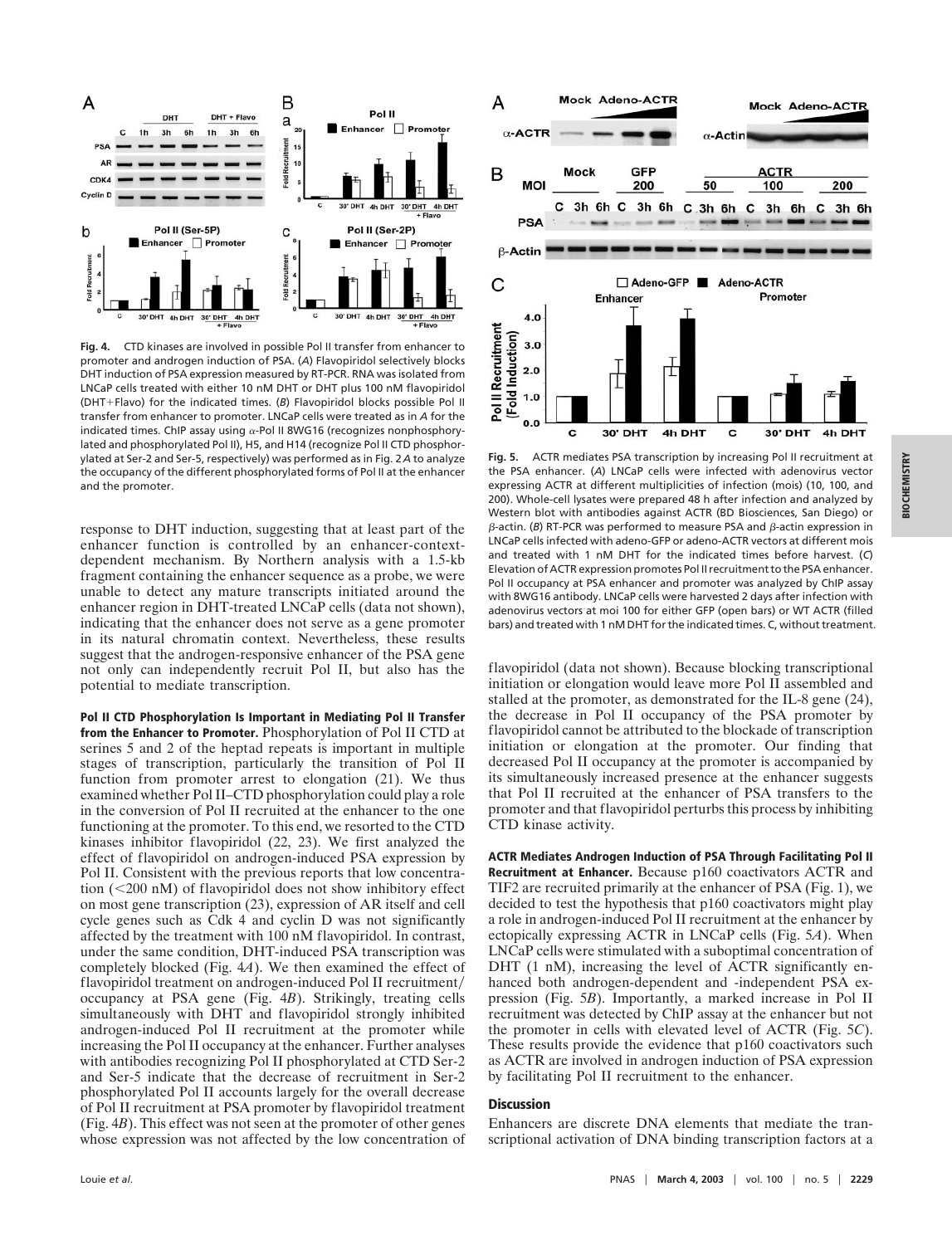**Fig. 4.** CTD kinases are involved in possible Pol II transfer from enhancer to promoter and androgen induction of PSA. (*A*) Flavopiridol selectively blocks DHT induction of PSA expression measured by RT-PCR. RNA was isolated from LNCaP cells treated with either 10 nM DHT or DHT plus 100 nM flavopiridol (DHT+Flavo) for the indicated times. (*B*) Flavopiridol blocks possible Pol II transfer from enhancer to promoter. LNCaP cells were treated as in *A* for the indicated times. ChIP assay using α-Pol II 8WG16 (recognizes nonphosphorylated and phosphorylated Pol II), H5, and H14 (recognize Pol II CTD phosphorylated at Ser-2 and Ser-5, respectively) was performed as in Fig. 2*A* to analyze the occupancy of the different phosphorylated forms of Pol II at the enhancer and the promoter.

response to DHT induction, suggesting that at least part of the enhancer function is controlled by an enhancer-context-dependent mechanism. By Northern analysis with a 1.5-kb fragment containing the enhancer sequence as a probe, we were unable to detect any mature transcripts initiated around the enhancer region in DHT-treated LNCaP cells (data not shown), indicating that the enhancer does not serve as a gene promoter in its natural chromatin context. Nevertheless, these results suggest that the androgen-responsive enhancer of the PSA gene not only can independently recruit Pol II, but also has the potential to mediate transcription.

**Pol II CTD Phosphorylation Is Important in Mediating Pol II Transfer from the Enhancer to Promoter.** Phosphorylation of Pol II CTD at serines 5 and 2 of the heptad repeats is important in multiple stages of transcription, particularly the transition of Pol II function from promoter arrest to elongation (21). We thus examined whether Pol II–CTD phosphorylation could play a role in the conversion of Pol II recruited at the enhancer to the one functioning at the promoter. To this end, we resorted to the CTD kinases inhibitor flavopiridol (22, 23). We first analyzed the effect of flavopiridol on androgen-induced PSA expression by Pol II. Consistent with the previous reports that low concentration (<200 nM) of flavopiridol does not show inhibitory effect on most gene transcription (23), expression of AR itself and cell cycle genes such as Cdk 4 and cyclin D was not significantly affected by the treatment with 100 nM flavopiridol. In contrast, under the same condition, DHT-induced PSA transcription was completely blocked (Fig. 4*A*). We then examined the effect of flavopiridol treatment on androgen-induced Pol II recruitment/occupancy at PSA gene (Fig. 4*B*). Strikingly, treating cells simultaneously with DHT and flavopiridol strongly inhibited androgen-induced Pol II recruitment at the promoter while increasing the Pol II occupancy at the enhancer. Further analyses with antibodies recognizing Pol II phosphorylated at CTD Ser-2 and Ser-5 indicate that the decrease of recruitment in Ser-2 phosphorylated Pol II accounts largely for the overall decrease of Pol II recruitment at PSA promoter by flavopiridol treatment (Fig. 4*B*). This effect was not seen at the promoter of other genes whose expression was not affected by the low concentration of flavopiridol (data not shown). Because blocking transcriptional initiation or elongation would leave more Pol II assembled and stalled at the promoter, as demonstrated for the IL-8 gene (24), the decrease in Pol II occupancy of the PSA promoter by flavopiridol cannot be attributed to the blockade of transcription initiation or elongation at the promoter. Our finding that decreased Pol II occupancy at the promoter is accompanied by its simultaneously increased presence at the enhancer suggests that Pol II recruited at the enhancer of PSA transfers to the promoter and that flavopiridol perturbs this process by inhibiting CTD kinase activity.

**Fig. 5.** ACTR mediates PSA transcription by increasing Pol II recruitment at the PSA enhancer. (*A*) LNCaP cells were infected with adenovirus vector expressing ACTR at different multiplicities of infection (mois) (10, 100, and 200). Whole-cell lysates were prepared 48 h after infection and analyzed by Western blot with antibodies against ACTR (BD Biosciences, San Diego) or β-actin. (*B*) RT-PCR was performed to measure PSA and β-actin expression in LNCaP cells infected with adeno-GFP or adeno-ACTR vectors at different mois and treated with 1 nM DHT for the indicated times before harvest. (*C*) Elevation of ACTR expression promotes Pol II recruitment to the PSA enhancer. Pol II occupancy at PSA enhancer and promoter was analyzed by ChIP assay with 8WG16 antibody. LNCaP cells were harvested 2 days after infection with adenovirus vectors at moi 100 for either GFP (open bars) or WT ACTR (filled bars) and treated with 1 nM DHT for the indicated times. C, without treatment.

**ACTR Mediates Androgen Induction of PSA Through Facilitating Pol II Recruitment at Enhancer.** Because p160 coactivators ACTR and TIF2 are recruited primarily at the enhancer of PSA (Fig. 1), we decided to test the hypothesis that p160 coactivators might play a role in androgen-induced Pol II recruitment at the enhancer by ectopically expressing ACTR in LNCaP cells (Fig. 5*A*). When LNCaP cells were stimulated with a suboptimal concentration of DHT (1 nM), increasing the level of ACTR significantly enhanced both androgen-dependent and -independent PSA expression (Fig. 5*B*). Importantly, a marked increase in Pol II recruitment was detected by ChIP assay at the enhancer but not the promoter in cells with elevated level of ACTR (Fig. 5*C*). These results provide the evidence that p160 coactivators such as ACTR are involved in androgen induction of PSA expression by facilitating Pol II recruitment to the enhancer.

## Discussion

Enhancers are discrete DNA elements that mediate the transcriptional activation of DNA binding transcription factors at a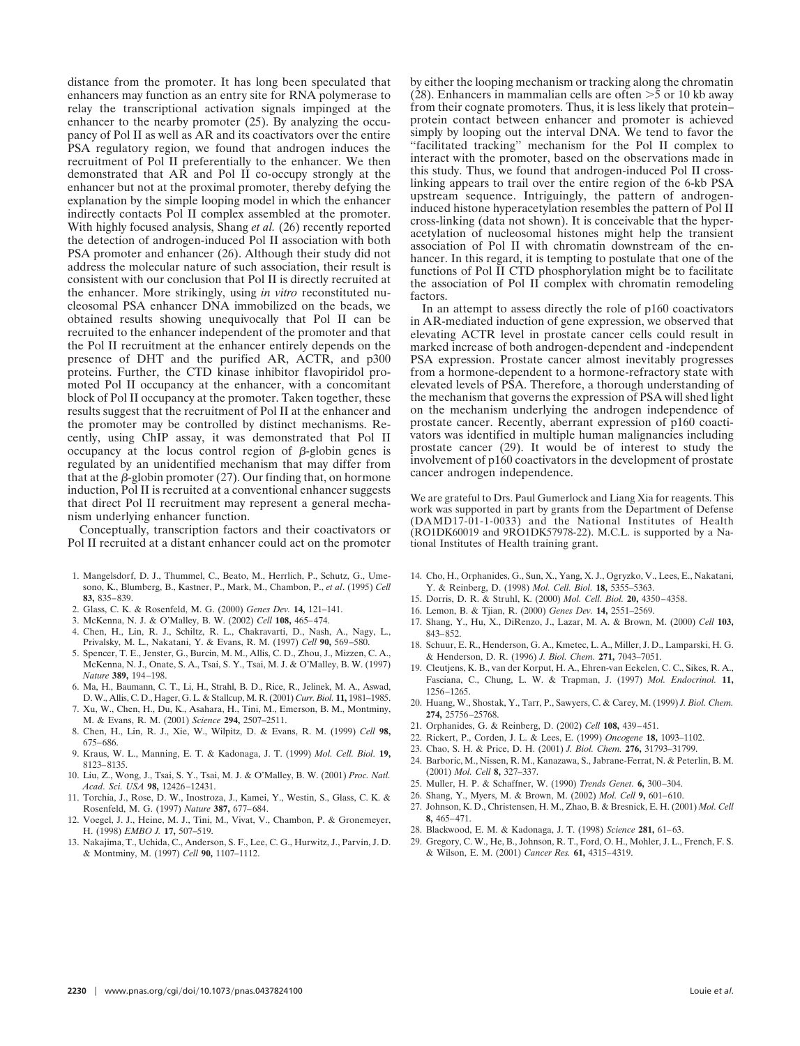distance from the promoter. It has long been speculated that enhancers may function as an entry site for RNA polymerase to relay the transcriptional activation signals impinged at the enhancer to the nearby promoter (25). By analyzing the occupancy of Pol II as well as AR and its coactivators over the entire PSA regulatory region, we found that androgen induces the recruitment of Pol II preferentially to the enhancer. We then demonstrated that AR and Pol II co-occupy strongly at the enhancer but not at the proximal promoter, thereby defying the explanation by the simple looping model in which the enhancer indirectly contacts Pol II complex assembled at the promoter. With highly focused analysis, Shang *et al.* (26) recently reported the detection of androgen-induced Pol II association with both PSA promoter and enhancer (26). Although their study did not address the molecular nature of such association, their result is consistent with our conclusion that Pol II is directly recruited at the enhancer. More strikingly, using *in vitro* reconstituted nucleosomal PSA enhancer DNA immobilized on the beads, we obtained results showing unequivocally that Pol II can be recruited to the enhancer independent of the promoter and that the Pol II recruitment at the enhancer entirely depends on the presence of DHT and the purified AR, ACTR, and p300 proteins. Further, the CTD kinase inhibitor flavopiridol promoted Pol II occupancy at the enhancer, with a concomitant block of Pol II occupancy at the promoter. Taken together, these results suggest that the recruitment of Pol II at the enhancer and the promoter may be controlled by distinct mechanisms. Recently, using ChIP assay, it was demonstrated that Pol II occupancy at the locus control region of $\beta$-globin genes is regulated by an unidentified mechanism that may differ from that at the $\beta$-globin promoter (27). Our finding that, on hormone induction, Pol II is recruited at a conventional enhancer suggests that direct Pol II recruitment may represent a general mechanism underlying enhancer function.

Conceptually, transcription factors and their coactivators or Pol II recruited at a distant enhancer could act on the promoter by either the looping mechanism or tracking along the chromatin (28). Enhancers in mammalian cells are often >5 or 10 kb away from their cognate promoters. Thus, it is less likely that protein–protein contact between enhancer and promoter is achieved simply by looping out the interval DNA. We tend to favor the "facilitated tracking" mechanism for the Pol II complex to interact with the promoter, based on the observations made in this study. Thus, we found that androgen-induced Pol II cross-linking appears to trail over the entire region of the 6-kb PSA upstream sequence. Intriguingly, the pattern of androgen-induced histone hyperacetylation resembles the pattern of Pol II cross-linking (data not shown). It is conceivable that the hyperacetylation of nucleosomal histones might help the transient association of Pol II with chromatin downstream of the enhancer. In this regard, it is tempting to postulate that one of the functions of Pol II CTD phosphorylation might be to facilitate the association of Pol II complex with chromatin remodeling factors.

In an attempt to assess directly the role of p160 coactivators in AR-mediated induction of gene expression, we observed that elevating ACTR level in prostate cancer cells could result in marked increase of both androgen-dependent and -independent PSA expression. Prostate cancer almost inevitably progresses from a hormone-dependent to a hormone-refractory state with elevated levels of PSA. Therefore, a thorough understanding of the mechanism that governs the expression of PSA will shed light on the mechanism underlying the androgen independence of prostate cancer. Recently, aberrant expression of p160 coactivators was identified in multiple human malignancies including prostate cancer (29). It would be of interest to study the involvement of p160 coactivators in the development of prostate cancer androgen independence.

We are grateful to Drs. Paul Gumerlock and Liang Xia for reagents. This work was supported in part by grants from the Department of Defense (DAMD17-01-1-0033) and the National Institutes of Health (RO1DK60019 and 9RO1DK57978-22). M.C.L. is supported by a National Institutes of Health training grant.

1. Mangelsdorf, D. J., Thummel, C., Beato, M., Herrlich, P., Schutz, G., Umesono, K., Blumberg, B., Kastner, P., Mark, M., Chambon, P., *et al*. (1995) *Cell* **83,** 835–839.
2. Glass, C. K. & Rosenfeld, M. G. (2000) *Genes Dev.* **14,** 121–141.
3. McKenna, N. J. & O'Malley, B. W. (2002) *Cell* **108,** 465–474.
4. Chen, H., Lin, R. J., Schiltz, R. L., Chakravarti, D., Nash, A., Nagy, L., Privalsky, M. L., Nakatani, Y. & Evans, R. M. (1997) *Cell* **90,** 569–580.
5. Spencer, T. E., Jenster, G., Burcin, M. M., Allis, C. D., Zhou, J., Mizzen, C. A., McKenna, N. J., Onate, S. A., Tsai, S. Y., Tsai, M. J. & O'Malley, B. W. (1997) *Nature* **389,** 194–198.
6. Ma, H., Baumann, C. T., Li, H., Strahl, B. D., Rice, R., Jelinek, M. A., Aswad, D. W., Allis, C. D., Hager, G. L. & Stallcup, M. R. (2001) *Curr. Biol.* **11,** 1981–1985.
7. Xu, W., Chen, H., Du, K., Asahara, H., Tini, M., Emerson, B. M., Montminy, M. & Evans, R. M. (2001) *Science* **294,** 2507–2511.
8. Chen, H., Lin, R. J., Xie, W., Wilpitz, D. & Evans, R. M. (1999) *Cell* **98,** 675–686.
9. Kraus, W. L., Manning, E. T. & Kadonaga, J. T. (1999) *Mol. Cell. Biol.* **19,** 8123–8135.
10. Liu, Z., Wong, J., Tsai, S. Y., Tsai, M. J. & O'Malley, B. W. (2001) *Proc. Natl. Acad. Sci. USA* **98,** 12426–12431.
11. Torchia, J., Rose, D. W., Inostroza, J., Kamei, Y., Westin, S., Glass, C. K. & Rosenfeld, M. G. (1997) *Nature* **387,** 677–684.
12. Voegel, J. J., Heine, M. J., Tini, M., Vivat, V., Chambon, P. & Gronemeyer, H. (1998) *EMBO J.* **17,** 507–519.
13. Nakajima, T., Uchida, C., Anderson, S. F., Lee, C. G., Hurwitz, J., Parvin, J. D. & Montminy, M. (1997) *Cell* **90,** 1107–1112.
14. Cho, H., Orphanides, G., Sun, X., Yang, X. J., Ogryzko, V., Lees, E., Nakatani, Y. & Reinberg, D. (1998) *Mol. Cell. Biol.* **18,** 5355–5363.
15. Dorris, D. R. & Struhl, K. (2000) *Mol. Cell. Biol.* **20,** 4350–4358.
16. Lemon, B. & Tjian, R. (2000) *Genes Dev.* **14,** 2551–2569.
17. Shang, Y., Hu, X., DiRenzo, J., Lazar, M. A. & Brown, M. (2000) *Cell* **103,** 843–852.
18. Schuur, E. R., Henderson, G. A., Kmetec, L. A., Miller, J. D., Lamparski, H. G. & Henderson, D. R. (1996) *J. Biol. Chem.* **271,** 7043–7051.
19. Cleutjens, K. B., van der Korput, H. A., Ehren-van Eekelen, C. C., Sikes, R. A., Fasciana, C., Chung, L. W. & Trapman, J. (1997) *Mol. Endocrinol.* **11,** 1256–1265.
20. Huang, W., Shostak, Y., Tarr, P., Sawyers, C. & Carey, M. (1999) *J. Biol. Chem.* **274,** 25756–25768.
21. Orphanides, G. & Reinberg, D. (2002) *Cell* **108,** 439–451.
22. Rickert, P., Corden, J. L. & Lees, E. (1999) *Oncogene* **18,** 1093–1102.
23. Chao, S. H. & Price, D. H. (2001) *J. Biol. Chem.* **276,** 31793–31799.
24. Barboric, M., Nissen, R. M., Kanazawa, S., Jabrane-Ferrat, N. & Peterlin, B. M. (2001) *Mol. Cell* **8,** 327–337.
25. Muller, H. P. & Schaffner, W. (1990) *Trends Genet.* **6,** 300–304.
26. Shang, Y., Myers, M. & Brown, M. (2002) *Mol. Cell* **9,** 601–610.
27. Johnson, K. D., Christensen, H. M., Zhao, B. & Bresnick, E. H. (2001) *Mol. Cell* **8,** 465–471.
28. Blackwood, E. M. & Kadonaga, J. T. (1998) *Science* **281,** 61–63.
29. Gregory, C. W., He, B., Johnson, R. T., Ford, O. H., Mohler, J. L., French, F. S. & Wilson, E. M. (2001) *Cancer Res.* **61,** 4315–4319.